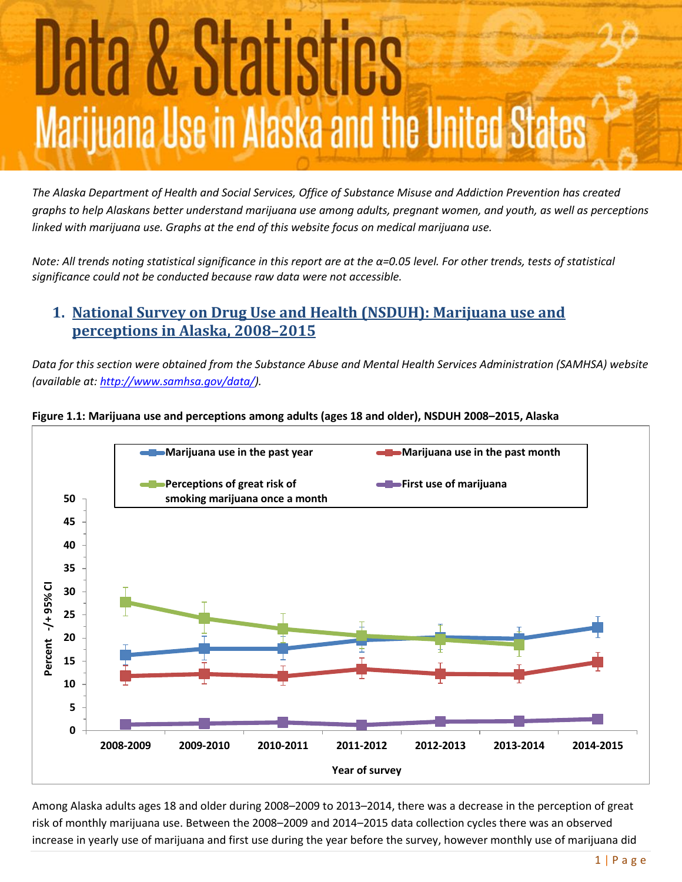# Data & Statistics

## Marijuana Use in Alaska and the United States

*The Alaska Department of Health and Social Services, Office of Substance Misuse and Addiction Prevention has created graphs to help Alaskans better understand marijuana use among adults, pregnant women, and youth, as well as perceptions linked with marijuana use. Graphs at the end of this website focus on medical marijuana use.*

*Note: All trends noting statistical significance in this report are at the α=0.05 level. For other trends, tests of statistical significance could not be conducted because raw data were not accessible.*

## 1. National Survey on Drug Use and Health (NSDUH): Marijuana use and perceptions in Alaska, 2008–2015

*Data for this section were obtained from the Substance Abuse and Mental Health Services Administration (SAMHSA) website (available at: http://www.samhsa.gov/data/).*

**Figure 1.1: Marijuana use and perceptions among adults (ages 18 and older), NSDUH 2008–2015, Alaska**

Among Alaska adults ages 18 and older during 2008–2009 to 2013–2014, there was a decrease in the perception of great risk of monthly marijuana use. Between the 2008–2009 and 2014–2015 data collection cycles there was an observed increase in yearly use of marijuana and first use during the year before the survey, however monthly use of marijuana did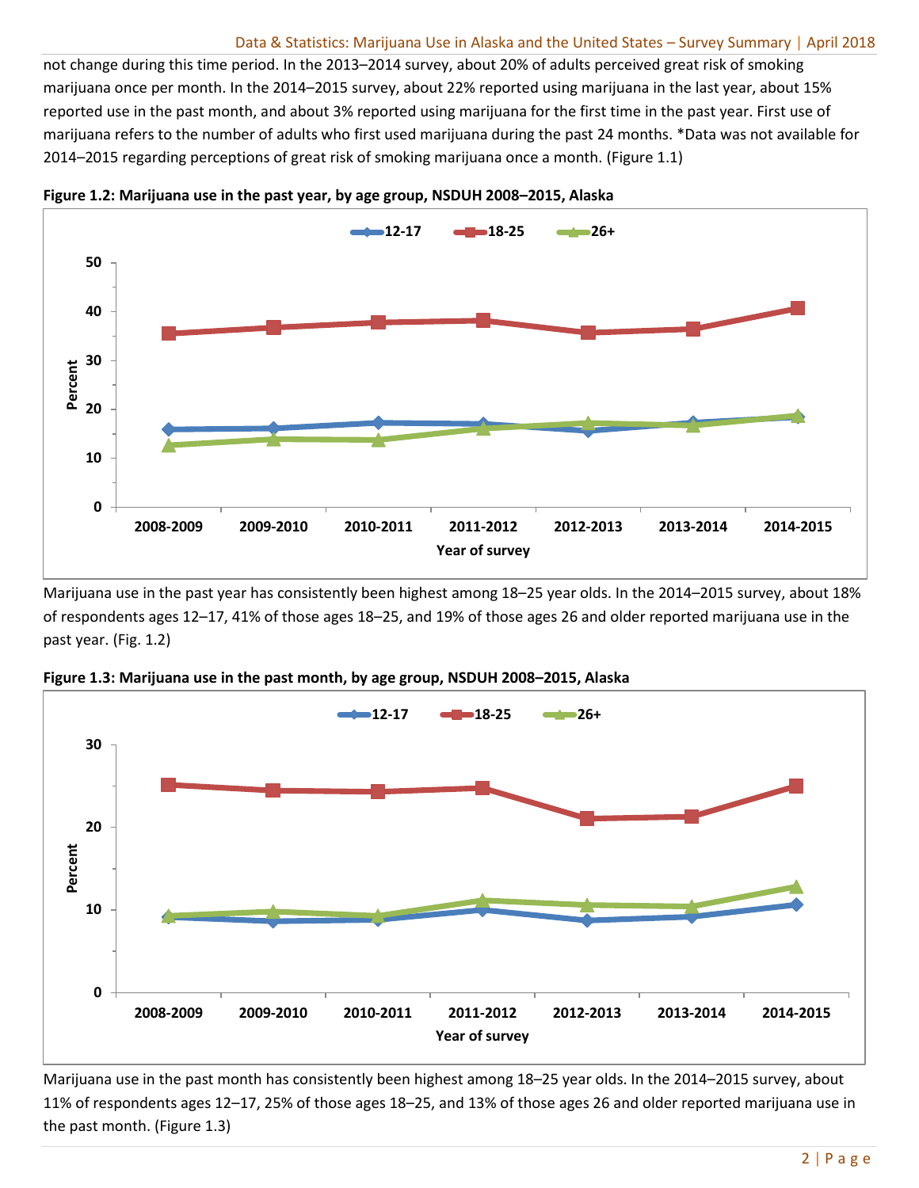not change during this time period. In the 2013–2014 survey, about 20% of adults perceived great risk of smoking marijuana once per month. In the 2014–2015 survey, about 22% reported using marijuana in the last year, about 15% reported use in the past month, and about 3% reported using marijuana for the first time in the past year. First use of marijuana refers to the number of adults who first used marijuana during the past 24 months. *Data was not available for 2014–2015 regarding perceptions of great risk of smoking marijuana once a month. (Figure 1.1)

**Figure 1.2: Marijuana use in the past year, by age group, NSDUH 2008–2015, Alaska**

Marijuana use in the past year has consistently been highest among 18–25 year olds. In the 2014–2015 survey, about 18% of respondents ages 12–17, 41% of those ages 18–25, and 19% of those ages 26 and older reported marijuana use in the past year. (Fig. 1.2)

**Figure 1.3: Marijuana use in the past month, by age group, NSDUH 2008–2015, Alaska**

Marijuana use in the past month has consistently been highest among 18–25 year olds. In the 2014–2015 survey, about 11% of respondents ages 12–17, 25% of those ages 18–25, and 13% of those ages 26 and older reported marijuana use in the past month. (Figure 1.3)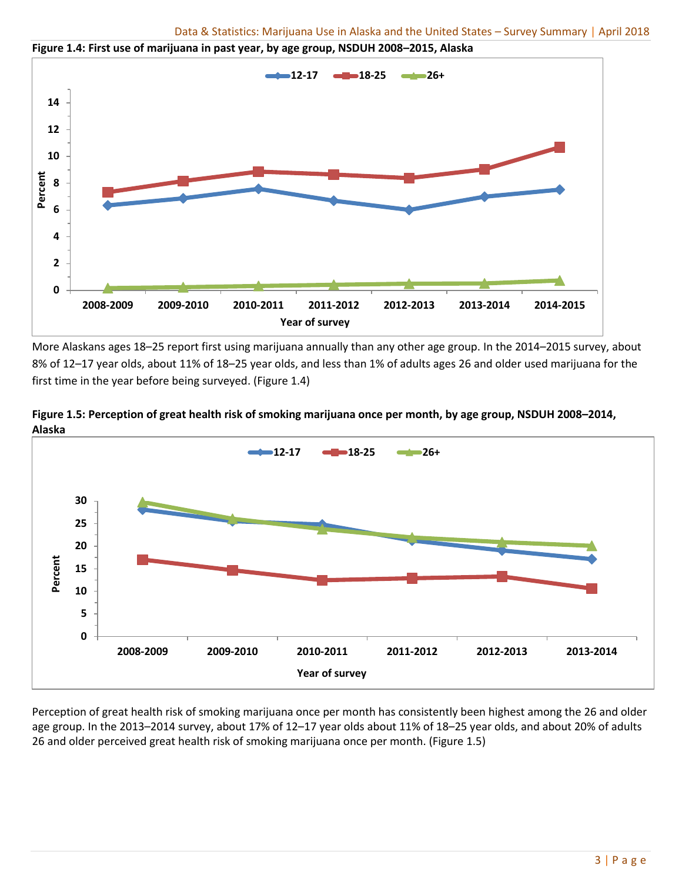**Figure 1.4: First use of marijuana in past year, by age group, NSDUH 2008–2015, Alaska**

More Alaskans ages 18–25 report first using marijuana annually than any other age group. In the 2014–2015 survey, about 8% of 12–17 year olds, about 11% of 18–25 year olds, and less than 1% of adults ages 26 and older used marijuana for the first time in the year before being surveyed. (Figure 1.4)

**Figure 1.5: Perception of great health risk of smoking marijuana once per month, by age group, NSDUH 2008–2014, Alaska**

Perception of great health risk of smoking marijuana once per month has consistently been highest among the 26 and older age group. In the 2013–2014 survey, about 17% of 12–17 year olds about 11% of 18–25 year olds, and about 20% of adults 26 and older perceived great health risk of smoking marijuana once per month. (Figure 1.5)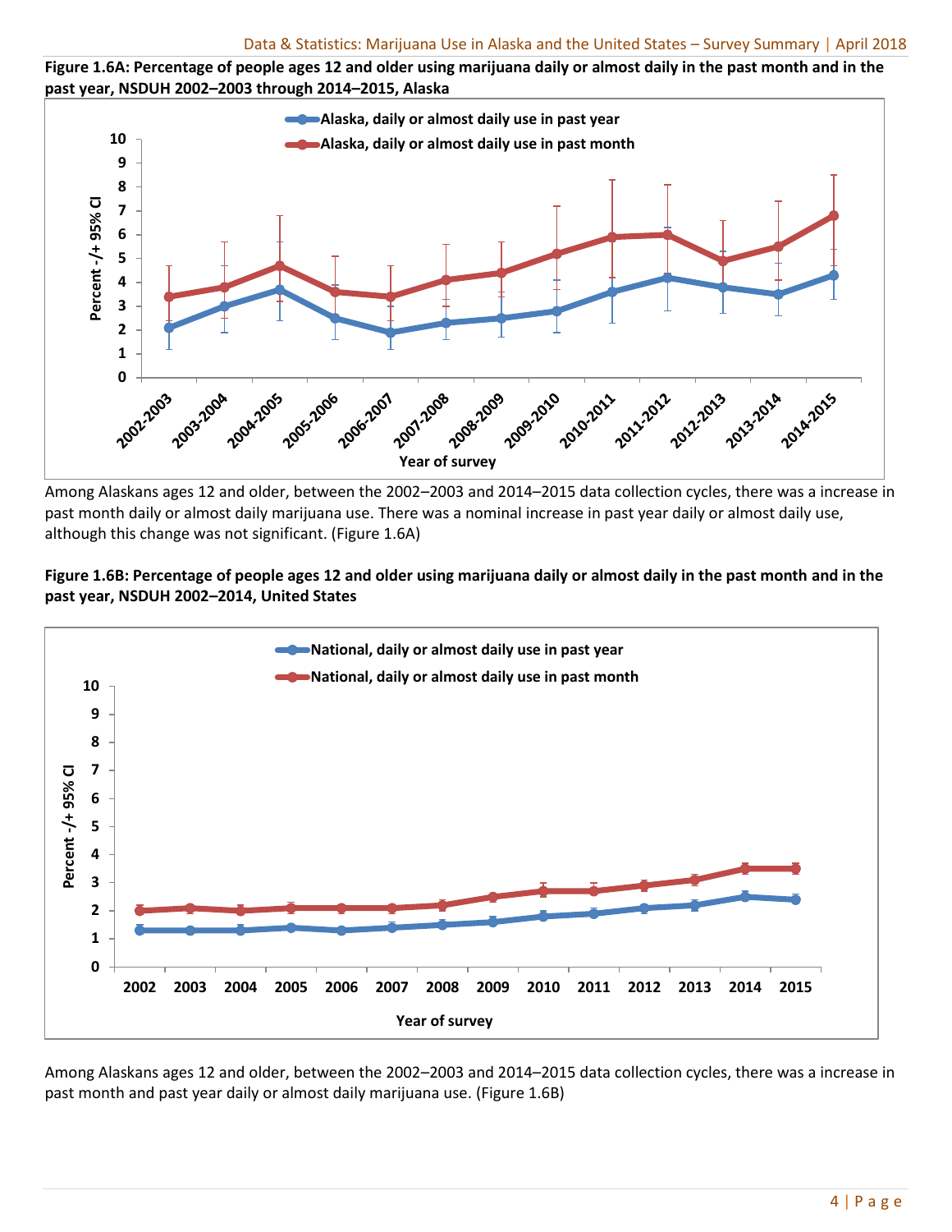**Figure 1.6A: Percentage of people ages 12 and older using marijuana daily or almost daily in the past month and in the past year, NSDUH 2002–2003 through 2014–2015, Alaska**

Among Alaskans ages 12 and older, between the 2002–2003 and 2014–2015 data collection cycles, there was a increase in past month daily or almost daily marijuana use. There was a nominal increase in past year daily or almost daily use, although this change was not significant. (Figure 1.6A)

**Figure 1.6B: Percentage of people ages 12 and older using marijuana daily or almost daily in the past month and in the past year, NSDUH 2002–2014, United States**

Among Alaskans ages 12 and older, between the 2002–2003 and 2014–2015 data collection cycles, there was a increase in past month and past year daily or almost daily marijuana use. (Figure 1.6B)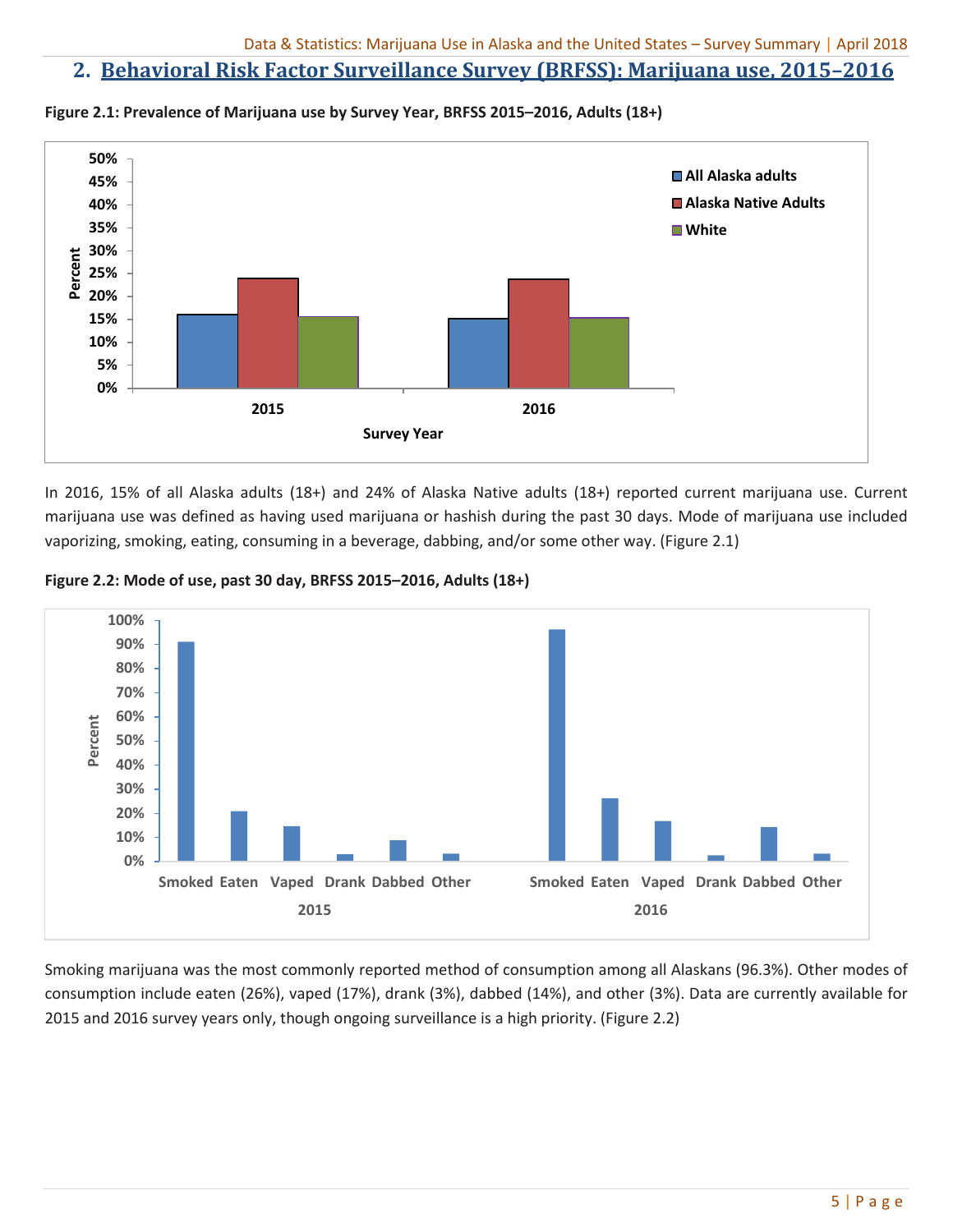## 2. Behavioral Risk Factor Surveillance Survey (BRFSS): Marijuana use, 2015–2016

**Figure 2.1: Prevalence of Marijuana use by Survey Year, BRFSS 2015–2016, Adults (18+)**

In 2016, 15% of all Alaska adults (18+) and 24% of Alaska Native adults (18+) reported current marijuana use. Current marijuana use was defined as having used marijuana or hashish during the past 30 days. Mode of marijuana use included vaporizing, smoking, eating, consuming in a beverage, dabbing, and/or some other way. (Figure 2.1)

**Figure 2.2: Mode of use, past 30 day, BRFSS 2015–2016, Adults (18+)**

Smoking marijuana was the most commonly reported method of consumption among all Alaskans (96.3%). Other modes of consumption include eaten (26%), vaped (17%), drank (3%), dabbed (14%), and other (3%). Data are currently available for 2015 and 2016 survey years only, though ongoing surveillance is a high priority. (Figure 2.2)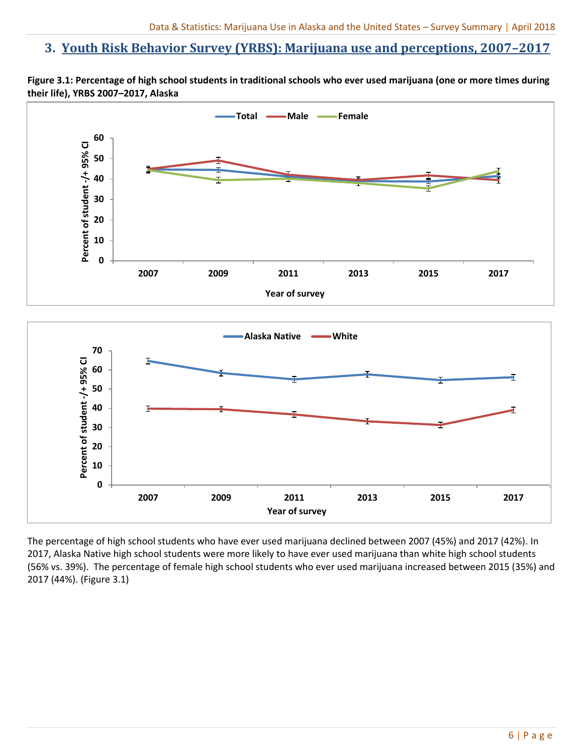## 3. Youth Risk Behavior Survey (YRBS): Marijuana use and perceptions, 2007–2017

**Figure 3.1: Percentage of high school students in traditional schools who ever used marijuana (one or more times during their life), YRBS 2007–2017, Alaska**

The percentage of high school students who have ever used marijuana declined between 2007 (45%) and 2017 (42%). In 2017, Alaska Native high school students were more likely to have ever used marijuana than white high school students (56% vs. 39%). The percentage of female high school students who ever used marijuana increased between 2015 (35%) and 2017 (44%). (Figure 3.1)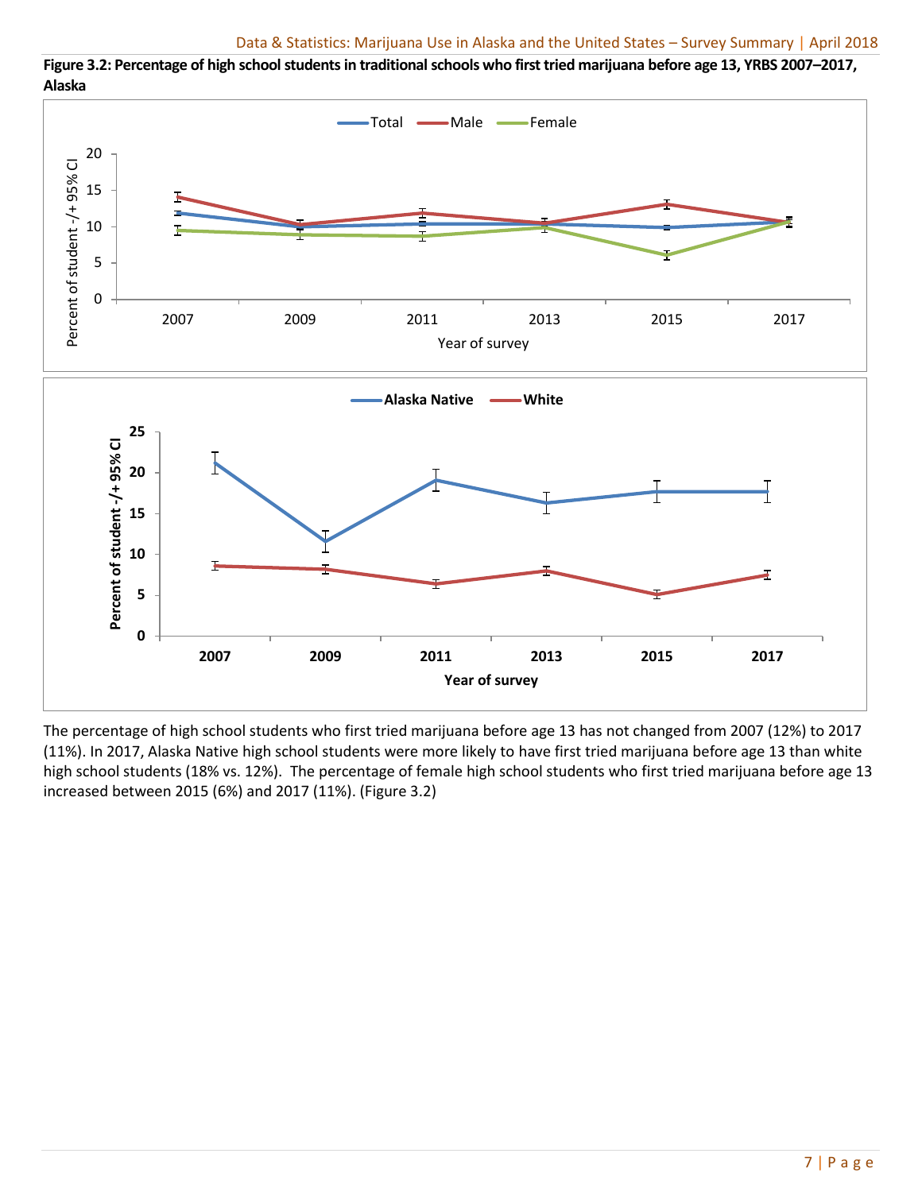**Figure 3.2: Percentage of high school students in traditional schools who first tried marijuana before age 13, YRBS 2007–2017, Alaska**

The percentage of high school students who first tried marijuana before age 13 has not changed from 2007 (12%) to 2017 (11%). In 2017, Alaska Native high school students were more likely to have first tried marijuana before age 13 than white high school students (18% vs. 12%). The percentage of female high school students who first tried marijuana before age 13 increased between 2015 (6%) and 2017 (11%). (Figure 3.2)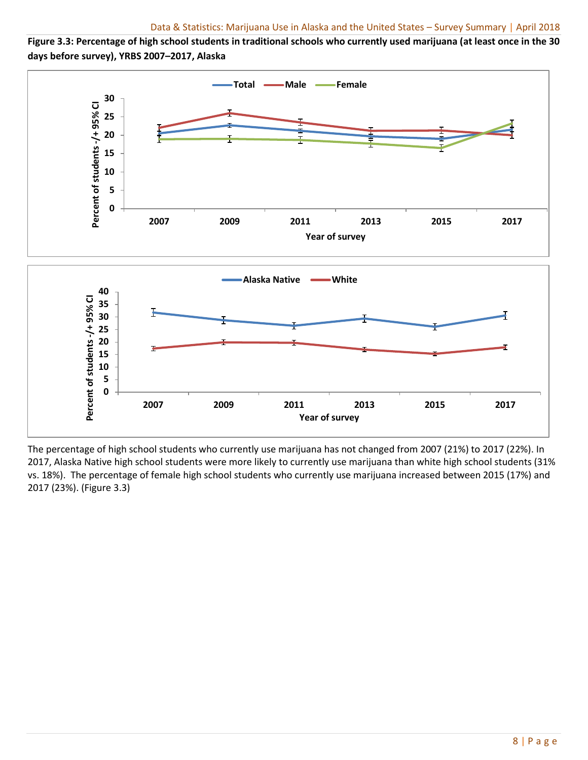**Figure 3.3: Percentage of high school students in traditional schools who currently used marijuana (at least once in the 30 days before survey), YRBS 2007–2017, Alaska**

The percentage of high school students who currently use marijuana has not changed from 2007 (21%) to 2017 (22%). In 2017, Alaska Native high school students were more likely to currently use marijuana than white high school students (31% vs. 18%). The percentage of female high school students who currently use marijuana increased between 2015 (17%) and 2017 (23%). (Figure 3.3)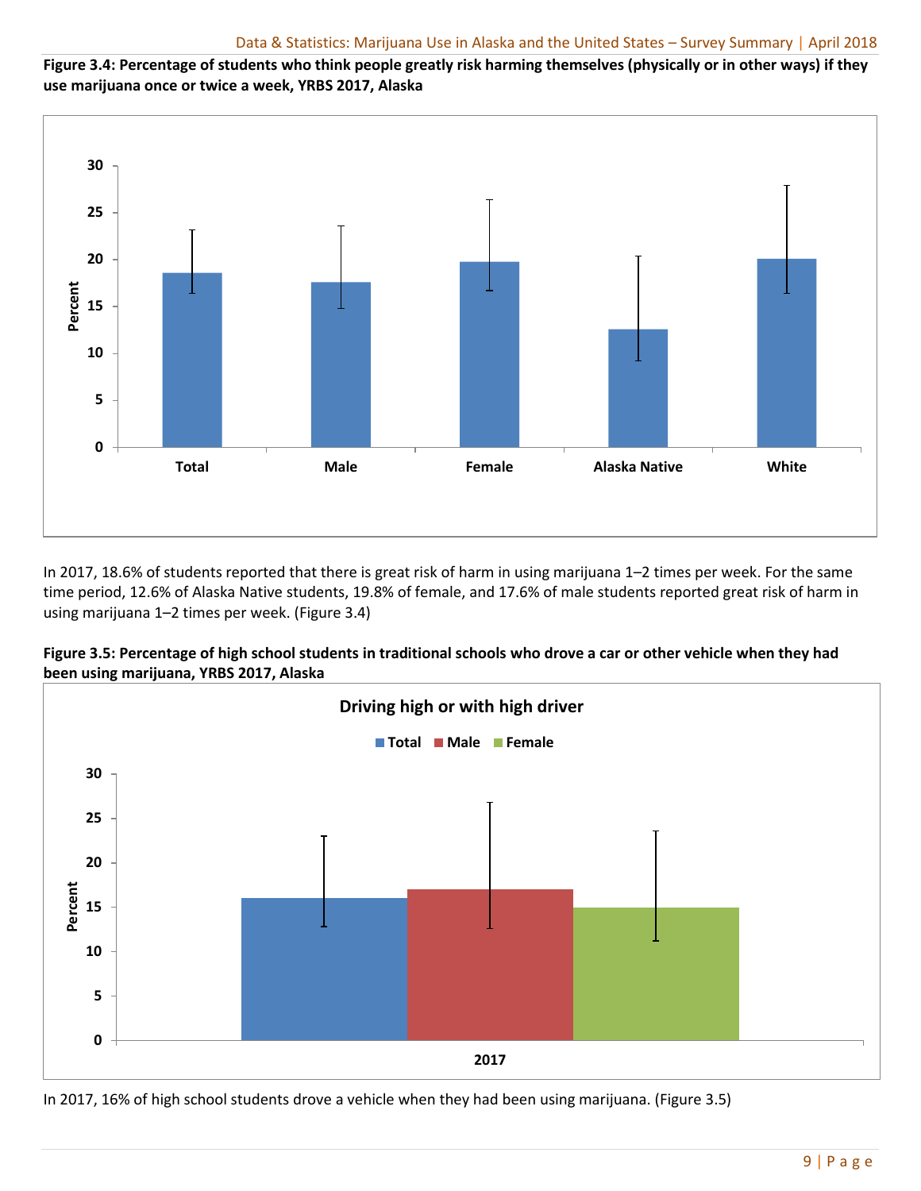**Figure 3.4: Percentage of students who think people greatly risk harming themselves (physically or in other ways) if they use marijuana once or twice a week, YRBS 2017, Alaska**

In 2017, 18.6% of students reported that there is great risk of harm in using marijuana 1–2 times per week. For the same time period, 12.6% of Alaska Native students, 19.8% of female, and 17.6% of male students reported great risk of harm in using marijuana 1–2 times per week. (Figure 3.4)

**Figure 3.5: Percentage of high school students in traditional schools who drove a car or other vehicle when they had been using marijuana, YRBS 2017, Alaska**

In 2017, 16% of high school students drove a vehicle when they had been using marijuana. (Figure 3.5)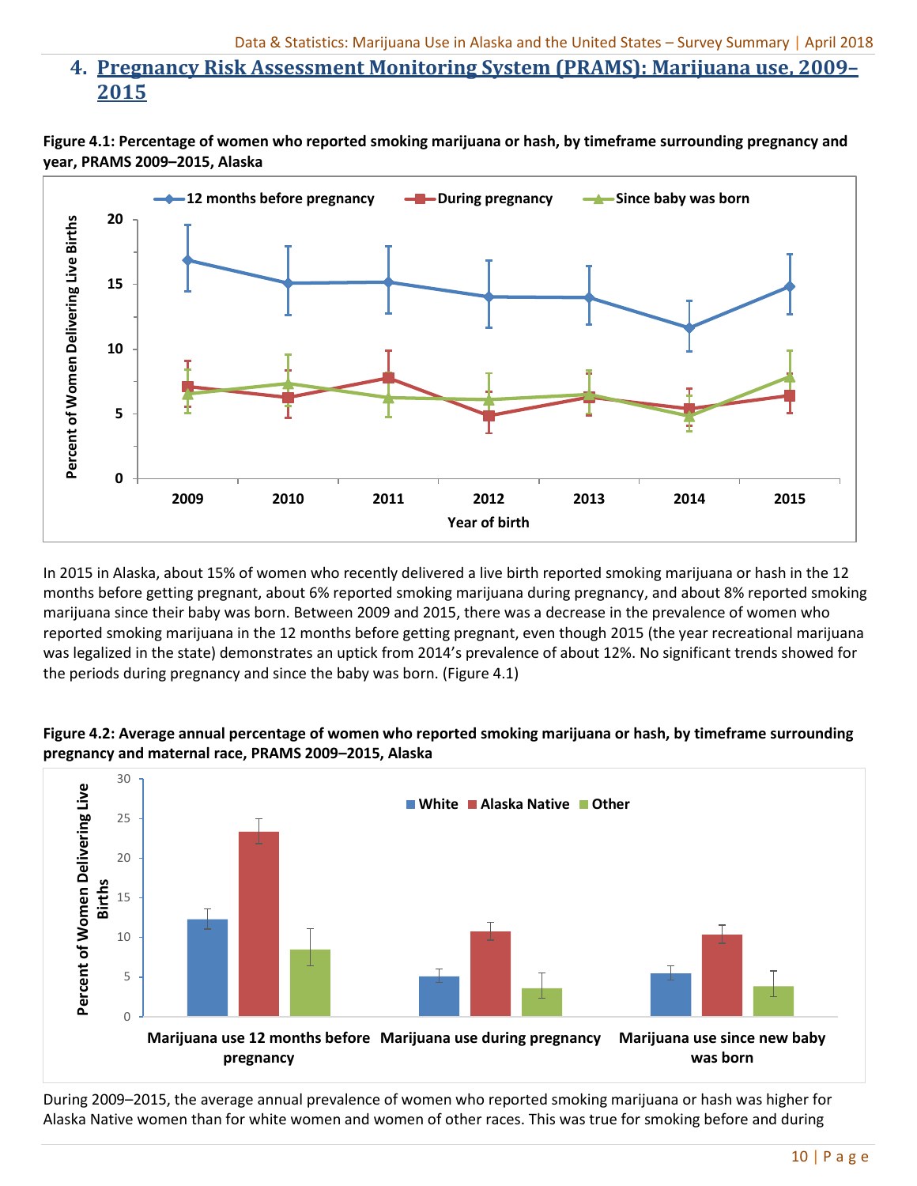## 4. Pregnancy Risk Assessment Monitoring System (PRAMS): Marijuana use, 2009–2015

**Figure 4.1: Percentage of women who reported smoking marijuana or hash, by timeframe surrounding pregnancy and year, PRAMS 2009–2015, Alaska**

In 2015 in Alaska, about 15% of women who recently delivered a live birth reported smoking marijuana or hash in the 12 months before getting pregnant, about 6% reported smoking marijuana during pregnancy, and about 8% reported smoking marijuana since their baby was born. Between 2009 and 2015, there was a decrease in the prevalence of women who reported smoking marijuana in the 12 months before getting pregnant, even though 2015 (the year recreational marijuana was legalized in the state) demonstrates an uptick from 2014's prevalence of about 12%. No significant trends showed for the periods during pregnancy and since the baby was born. (Figure 4.1)

**Figure 4.2: Average annual percentage of women who reported smoking marijuana or hash, by timeframe surrounding pregnancy and maternal race, PRAMS 2009–2015, Alaska**

During 2009–2015, the average annual prevalence of women who reported smoking marijuana or hash was higher for Alaska Native women than for white women and women of other races. This was true for smoking before and during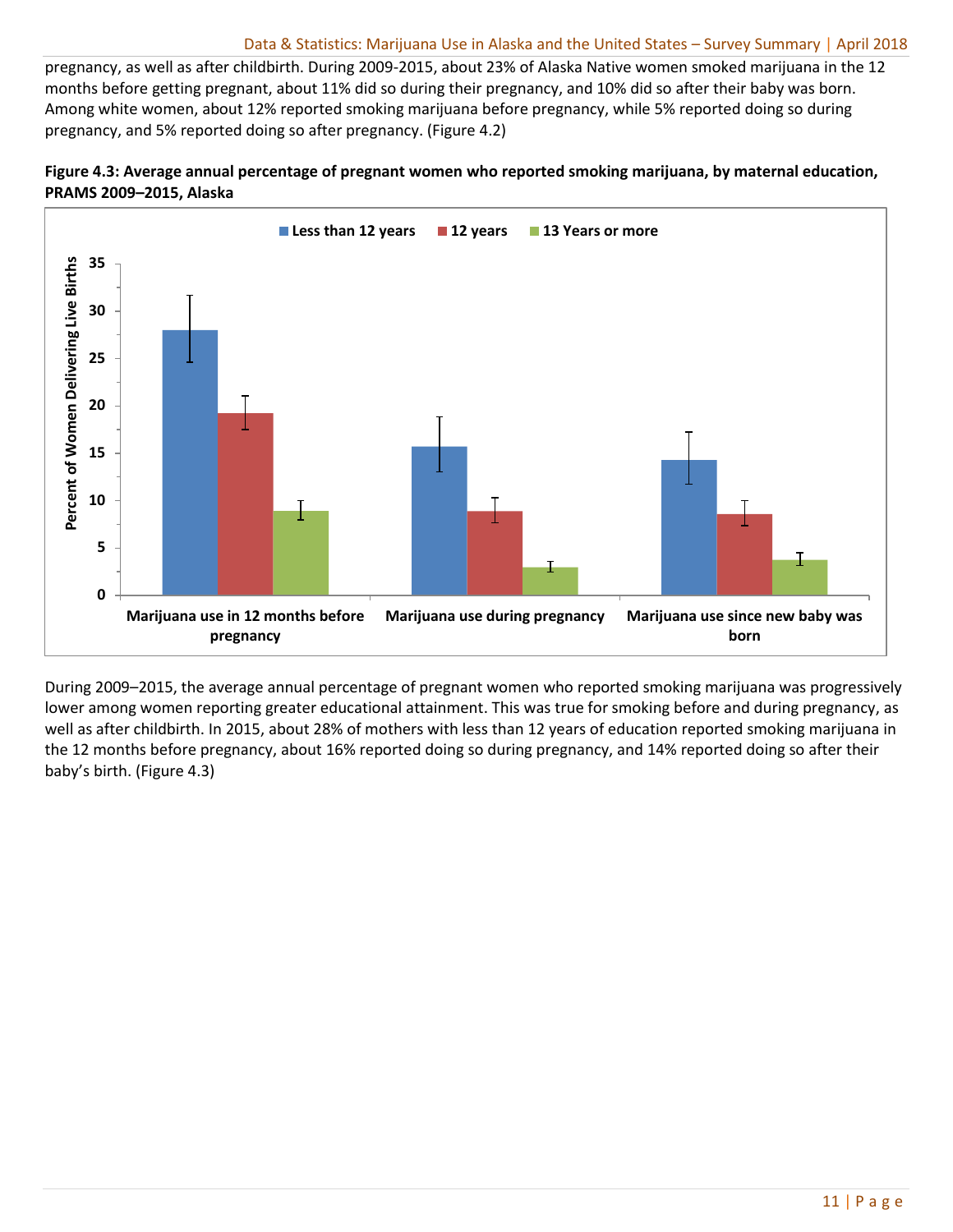pregnancy, as well as after childbirth. During 2009-2015, about 23% of Alaska Native women smoked marijuana in the 12 months before getting pregnant, about 11% did so during their pregnancy, and 10% did so after their baby was born. Among white women, about 12% reported smoking marijuana before pregnancy, while 5% reported doing so during pregnancy, and 5% reported doing so after pregnancy. (Figure 4.2)

**Figure 4.3: Average annual percentage of pregnant women who reported smoking marijuana, by maternal education, PRAMS 2009–2015, Alaska**

During 2009–2015, the average annual percentage of pregnant women who reported smoking marijuana was progressively lower among women reporting greater educational attainment. This was true for smoking before and during pregnancy, as well as after childbirth. In 2015, about 28% of mothers with less than 12 years of education reported smoking marijuana in the 12 months before pregnancy, about 16% reported doing so during pregnancy, and 14% reported doing so after their baby's birth. (Figure 4.3)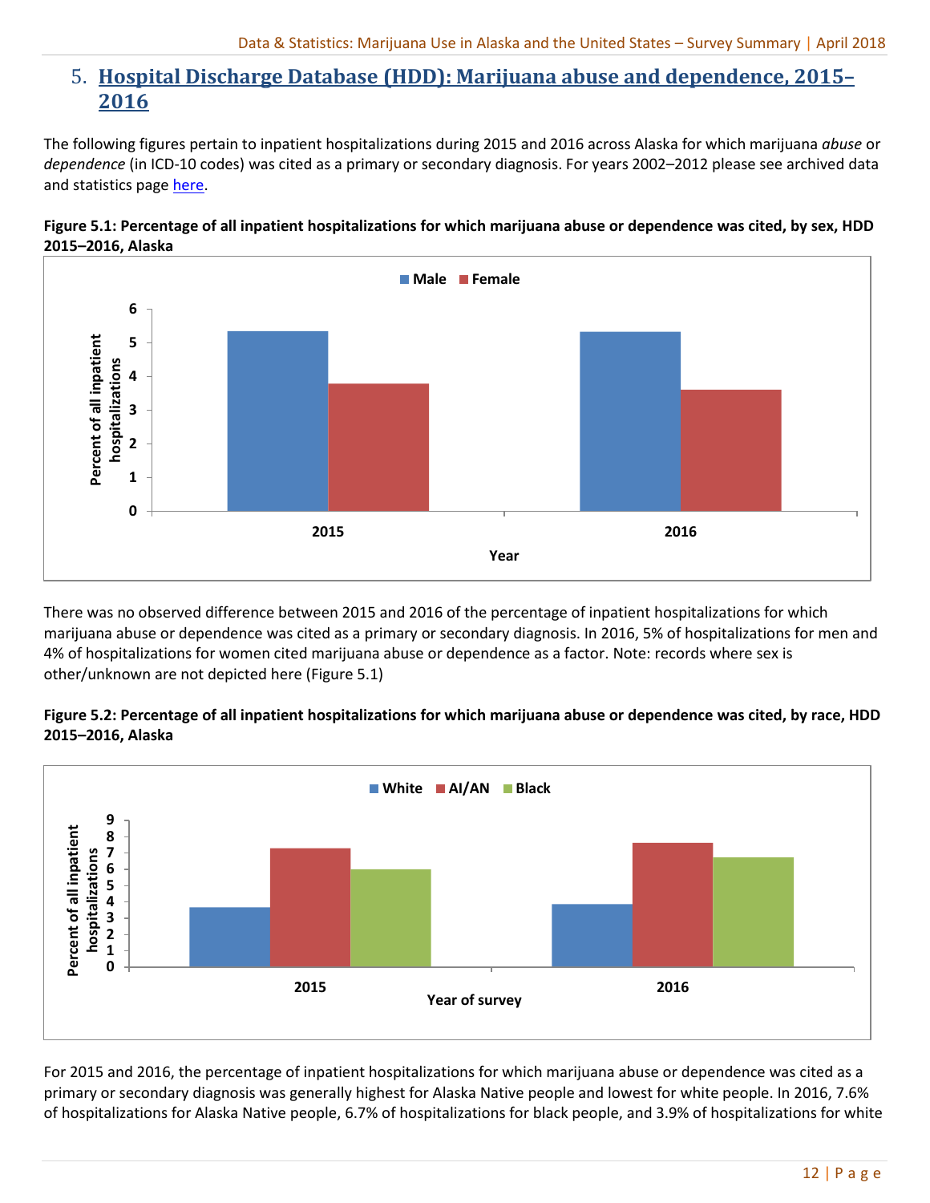## 5. Hospital Discharge Database (HDD): Marijuana abuse and dependence, 2015–2016

The following figures pertain to inpatient hospitalizations during 2015 and 2016 across Alaska for which marijuana *abuse* or *dependence* (in ICD-10 codes) was cited as a primary or secondary diagnosis. For years 2002–2012 please see archived data and statistics page here.

**Figure 5.1: Percentage of all inpatient hospitalizations for which marijuana abuse or dependence was cited, by sex, HDD 2015–2016, Alaska**

There was no observed difference between 2015 and 2016 of the percentage of inpatient hospitalizations for which marijuana abuse or dependence was cited as a primary or secondary diagnosis. In 2016, 5% of hospitalizations for men and 4% of hospitalizations for women cited marijuana abuse or dependence as a factor. Note: records where sex is other/unknown are not depicted here (Figure 5.1)

**Figure 5.2: Percentage of all inpatient hospitalizations for which marijuana abuse or dependence was cited, by race, HDD 2015–2016, Alaska**

For 2015 and 2016, the percentage of inpatient hospitalizations for which marijuana abuse or dependence was cited as a primary or secondary diagnosis was generally highest for Alaska Native people and lowest for white people. In 2016, 7.6% of hospitalizations for Alaska Native people, 6.7% of hospitalizations for black people, and 3.9% of hospitalizations for white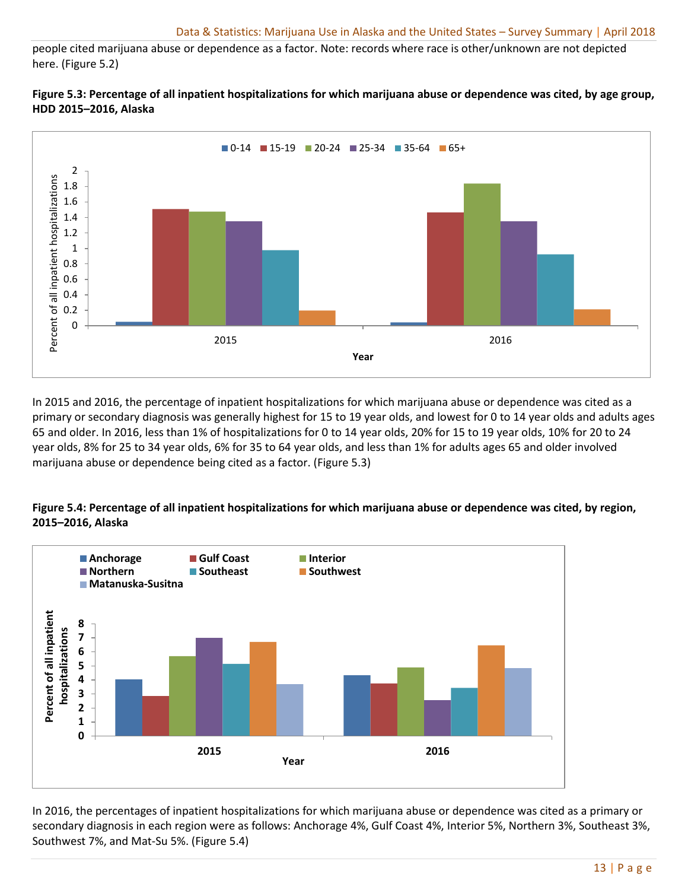people cited marijuana abuse or dependence as a factor. Note: records where race is other/unknown are not depicted here. (Figure 5.2)

**Figure 5.3: Percentage of all inpatient hospitalizations for which marijuana abuse or dependence was cited, by age group, HDD 2015–2016, Alaska**

In 2015 and 2016, the percentage of inpatient hospitalizations for which marijuana abuse or dependence was cited as a primary or secondary diagnosis was generally highest for 15 to 19 year olds, and lowest for 0 to 14 year olds and adults ages 65 and older. In 2016, less than 1% of hospitalizations for 0 to 14 year olds, 20% for 15 to 19 year olds, 10% for 20 to 24 year olds, 8% for 25 to 34 year olds, 6% for 35 to 64 year olds, and less than 1% for adults ages 65 and older involved marijuana abuse or dependence being cited as a factor. (Figure 5.3)

**Figure 5.4: Percentage of all inpatient hospitalizations for which marijuana abuse or dependence was cited, by region, 2015–2016, Alaska**

In 2016, the percentages of inpatient hospitalizations for which marijuana abuse or dependence was cited as a primary or secondary diagnosis in each region were as follows: Anchorage 4%, Gulf Coast 4%, Interior 5%, Northern 3%, Southeast 3%, Southwest 7%, and Mat-Su 5%. (Figure 5.4)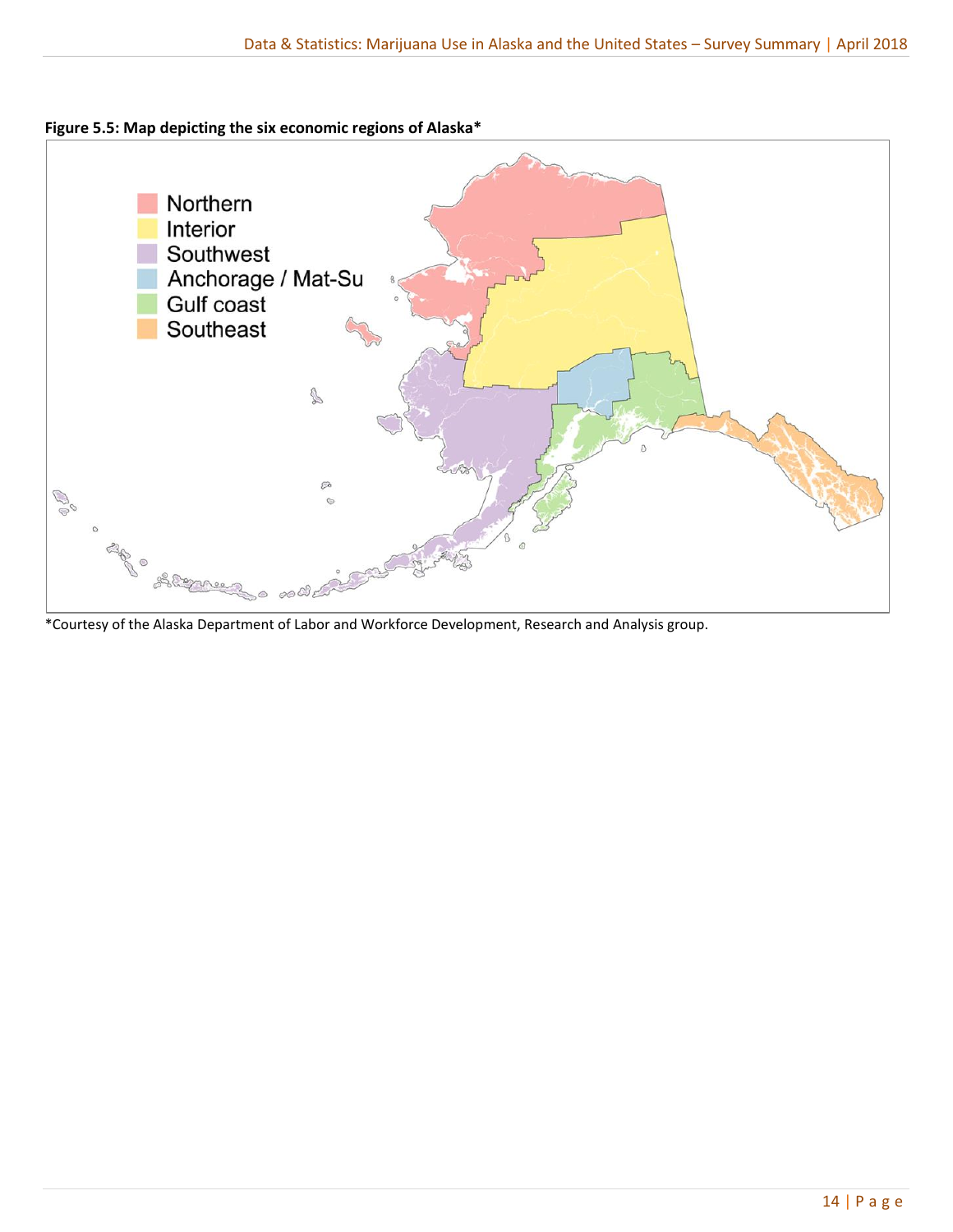**Figure 5.5: Map depicting the six economic regions of Alaska***

Northern
Interior
Southwest
Anchorage / Mat-Su
Gulf coast
Southeast

*Courtesy of the Alaska Department of Labor and Workforce Development, Research and Analysis group.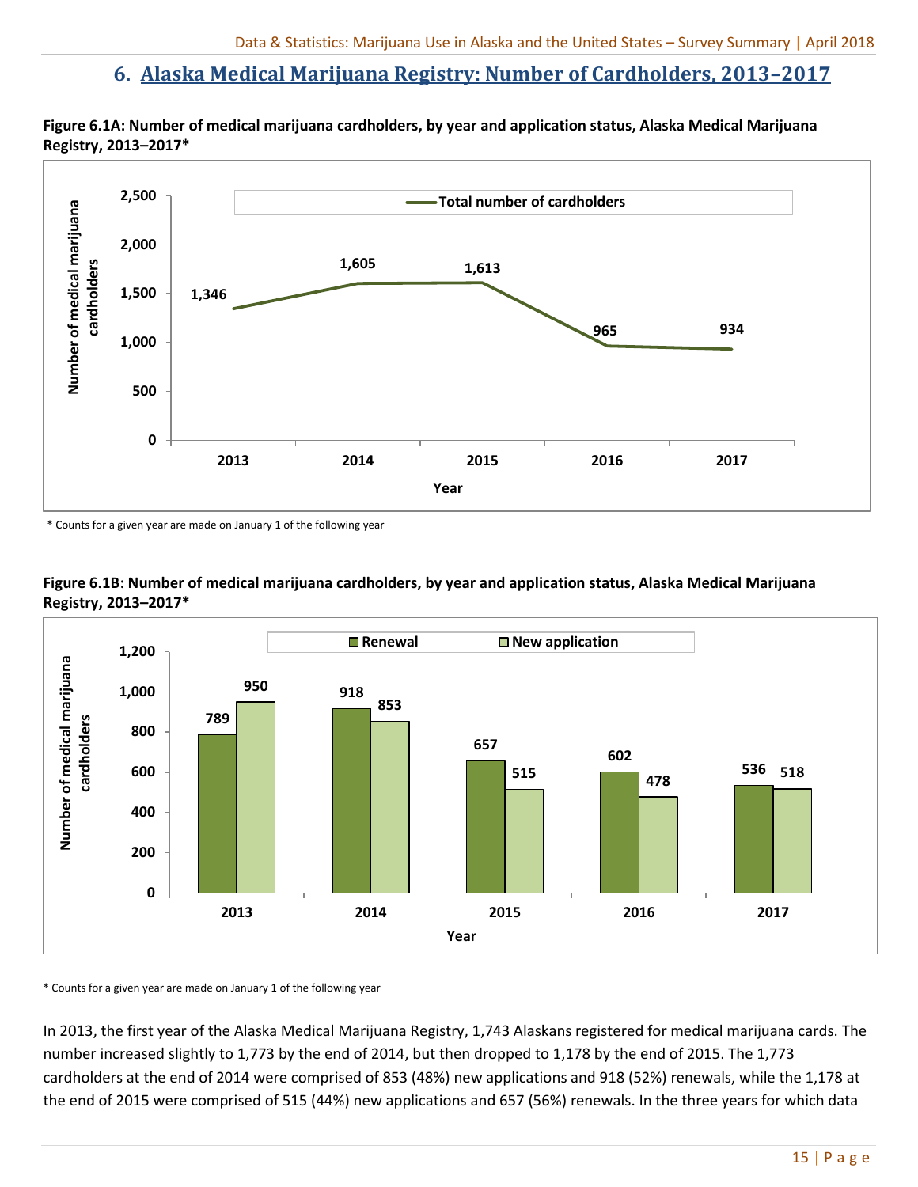## 6. Alaska Medical Marijuana Registry: Number of Cardholders, 2013–2017

**Figure 6.1A: Number of medical marijuana cardholders, by year and application status, Alaska Medical Marijuana Registry, 2013–2017***

| Year | Total number of cardholders |
|---|---|
| 2013 | 1,346 |
| 2014 | 1,605 |
| 2015 | 1,613 |
| 2016 | 965 |
| 2017 | 934 |

\* Counts for a given year are made on January 1 of the following year

**Figure 6.1B: Number of medical marijuana cardholders, by year and application status, Alaska Medical Marijuana Registry, 2013–2017***

| Year | Renewal | New application |
|---|---|---|
| 2013 | 789 | 950 |
| 2014 | 918 | 853 |
| 2015 | 657 | 515 |
| 2016 | 602 | 478 |
| 2017 | 536 | 518 |

\* Counts for a given year are made on January 1 of the following year

In 2013, the first year of the Alaska Medical Marijuana Registry, 1,743 Alaskans registered for medical marijuana cards. The number increased slightly to 1,773 by the end of 2014, but then dropped to 1,178 by the end of 2015. The 1,773 cardholders at the end of 2014 were comprised of 853 (48%) new applications and 918 (52%) renewals, while the 1,178 at the end of 2015 were comprised of 515 (44%) new applications and 657 (56%) renewals. In the three years for which data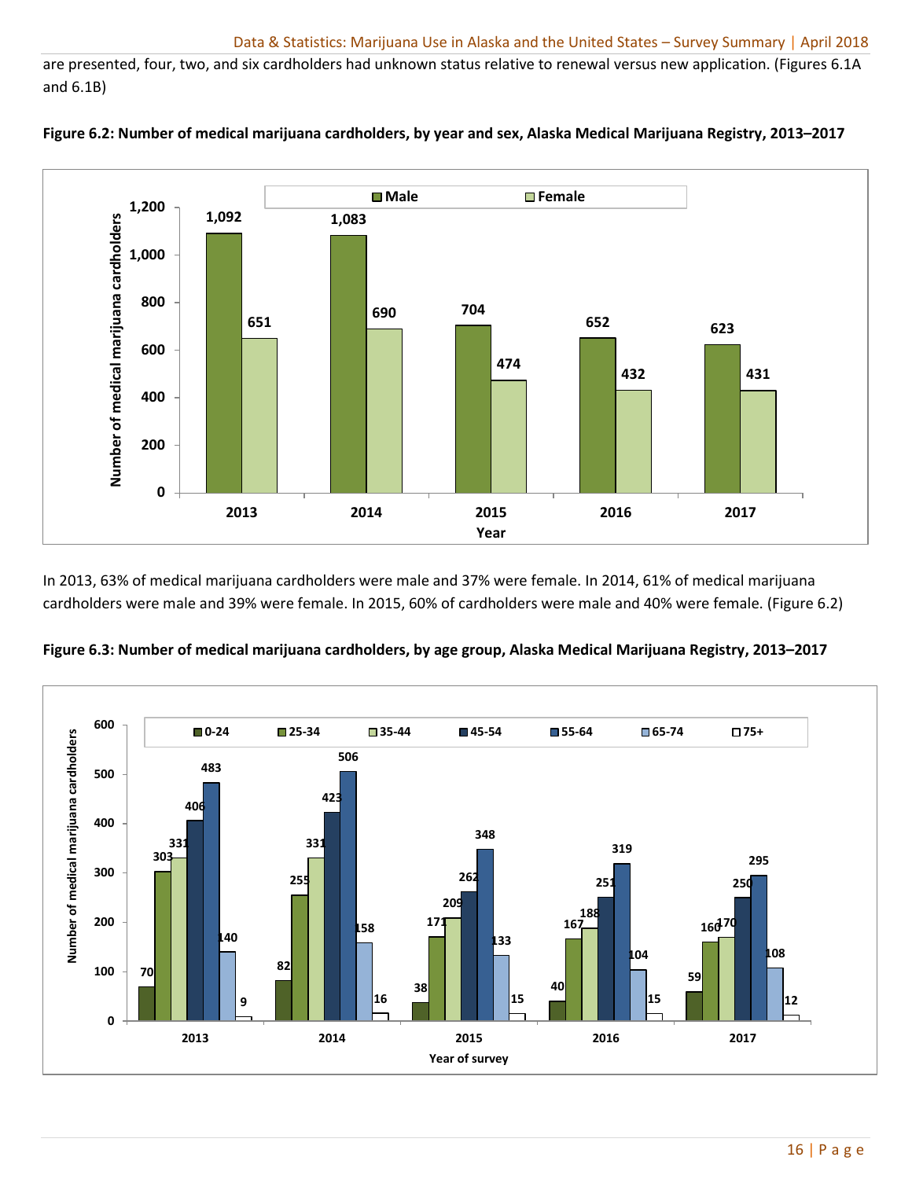are presented, four, two, and six cardholders had unknown status relative to renewal versus new application. (Figures 6.1A and 6.1B)

**Figure 6.2: Number of medical marijuana cardholders, by year and sex, Alaska Medical Marijuana Registry, 2013–2017**

| Year | Male | Female |
|---|---|---|
| 2013 | 1,092 | 651 |
| 2014 | 1,083 | 690 |
| 2015 | 704 | 474 |
| 2016 | 652 | 432 |
| 2017 | 623 | 431 |

In 2013, 63% of medical marijuana cardholders were male and 37% were female. In 2014, 61% of medical marijuana cardholders were male and 39% were female. In 2015, 60% of cardholders were male and 40% were female. (Figure 6.2)

**Figure 6.3: Number of medical marijuana cardholders, by age group, Alaska Medical Marijuana Registry, 2013–2017**

| Year of survey | 0-24 | 25-34 | 35-44 | 45-54 | 55-64 | 65-74 | 75+ |
|---|---|---|---|---|---|---|---|
| 2013 | 70 | 303 | 331 | 406 | 483 | 140 | 9 |
| 2014 | 82 | 255 | 331 | 423 | 506 | 158 | 16 |
| 2015 | 38 | 171 | 209 | 262 | 348 | 133 | 15 |
| 2016 | 40 | 167 | 188 | 251 | 319 | 104 | 15 |
| 2017 | 59 | 160 | 170 | 250 | 295 | 108 | 12 |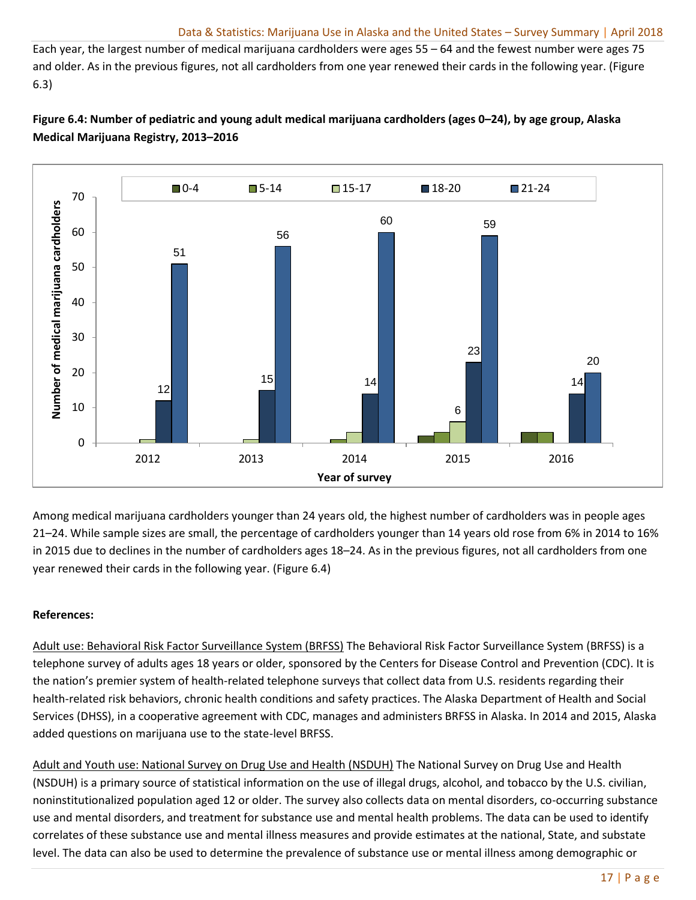Each year, the largest number of medical marijuana cardholders were ages 55 – 64 and the fewest number were ages 75 and older. As in the previous figures, not all cardholders from one year renewed their cards in the following year. (Figure 6.3)

**Figure 6.4: Number of pediatric and young adult medical marijuana cardholders (ages 0–24), by age group, Alaska Medical Marijuana Registry, 2013–2016**

Among medical marijuana cardholders younger than 24 years old, the highest number of cardholders was in people ages 21–24. While sample sizes are small, the percentage of cardholders younger than 14 years old rose from 6% in 2014 to 16% in 2015 due to declines in the number of cardholders ages 18–24. As in the previous figures, not all cardholders from one year renewed their cards in the following year. (Figure 6.4)

**References:**

Adult use: Behavioral Risk Factor Surveillance System (BRFSS) The Behavioral Risk Factor Surveillance System (BRFSS) is a telephone survey of adults ages 18 years or older, sponsored by the Centers for Disease Control and Prevention (CDC). It is the nation's premier system of health-related telephone surveys that collect data from U.S. residents regarding their health-related risk behaviors, chronic health conditions and safety practices. The Alaska Department of Health and Social Services (DHSS), in a cooperative agreement with CDC, manages and administers BRFSS in Alaska. In 2014 and 2015, Alaska added questions on marijuana use to the state-level BRFSS.

Adult and Youth use: National Survey on Drug Use and Health (NSDUH) The National Survey on Drug Use and Health (NSDUH) is a primary source of statistical information on the use of illegal drugs, alcohol, and tobacco by the U.S. civilian, noninstitutionalized population aged 12 or older. The survey also collects data on mental disorders, co-occurring substance use and mental disorders, and treatment for substance use and mental health problems. The data can be used to identify correlates of these substance use and mental illness measures and provide estimates at the national, State, and substate level. The data can also be used to determine the prevalence of substance use or mental illness among demographic or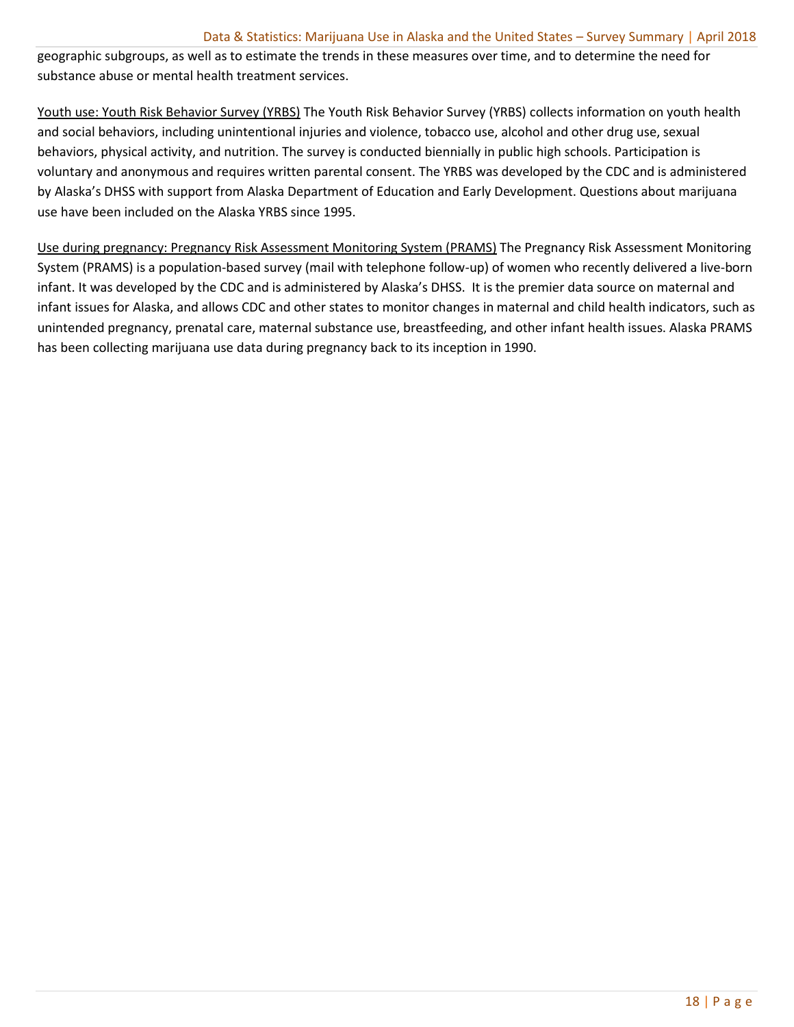geographic subgroups, as well as to estimate the trends in these measures over time, and to determine the need for substance abuse or mental health treatment services.

<u>Youth use: Youth Risk Behavior Survey (YRBS)</u> The Youth Risk Behavior Survey (YRBS) collects information on youth health and social behaviors, including unintentional injuries and violence, tobacco use, alcohol and other drug use, sexual behaviors, physical activity, and nutrition. The survey is conducted biennially in public high schools. Participation is voluntary and anonymous and requires written parental consent. The YRBS was developed by the CDC and is administered by Alaska's DHSS with support from Alaska Department of Education and Early Development. Questions about marijuana use have been included on the Alaska YRBS since 1995.

<u>Use during pregnancy: Pregnancy Risk Assessment Monitoring System (PRAMS)</u> The Pregnancy Risk Assessment Monitoring System (PRAMS) is a population-based survey (mail with telephone follow-up) of women who recently delivered a live-born infant. It was developed by the CDC and is administered by Alaska's DHSS. It is the premier data source on maternal and infant issues for Alaska, and allows CDC and other states to monitor changes in maternal and child health indicators, such as unintended pregnancy, prenatal care, maternal substance use, breastfeeding, and other infant health issues. Alaska PRAMS has been collecting marijuana use data during pregnancy back to its inception in 1990.